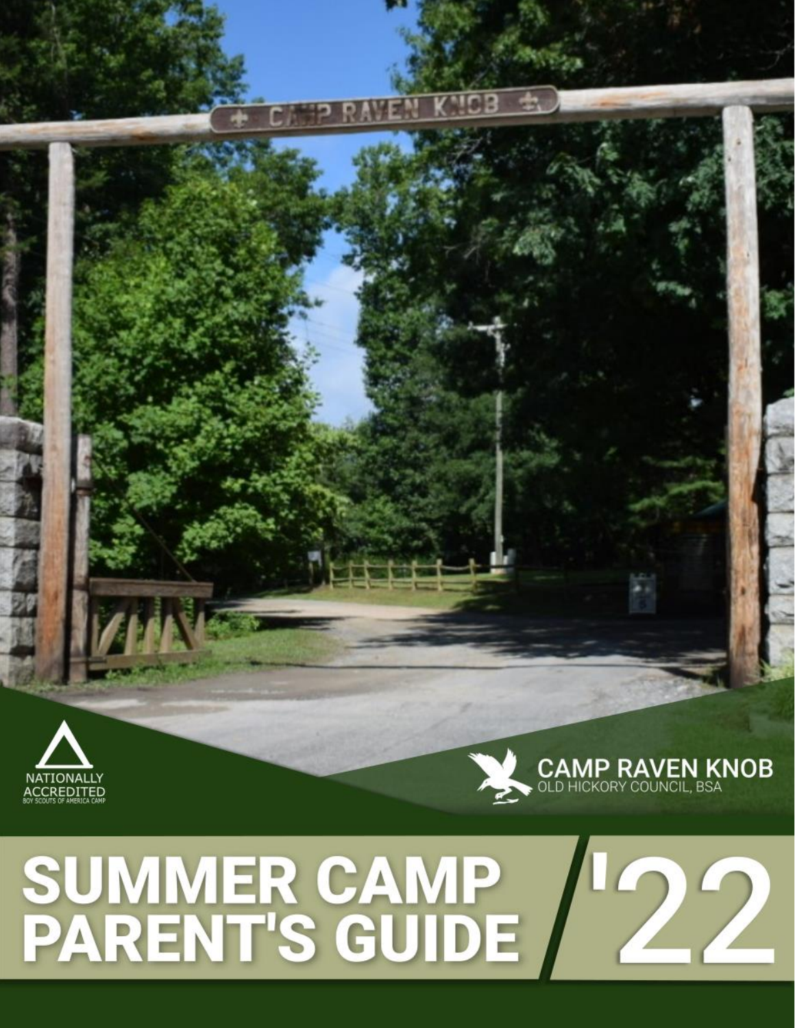CAMP RAVEN KNOB

NATIONALLY ACCREDITED
BOY SCOUTS OF AMERICA CAMP

CAMP RAVEN KNOB
OLD HICKORY COUNCIL, BSA

# SUMMER CAMP PARENT'S GUIDE '22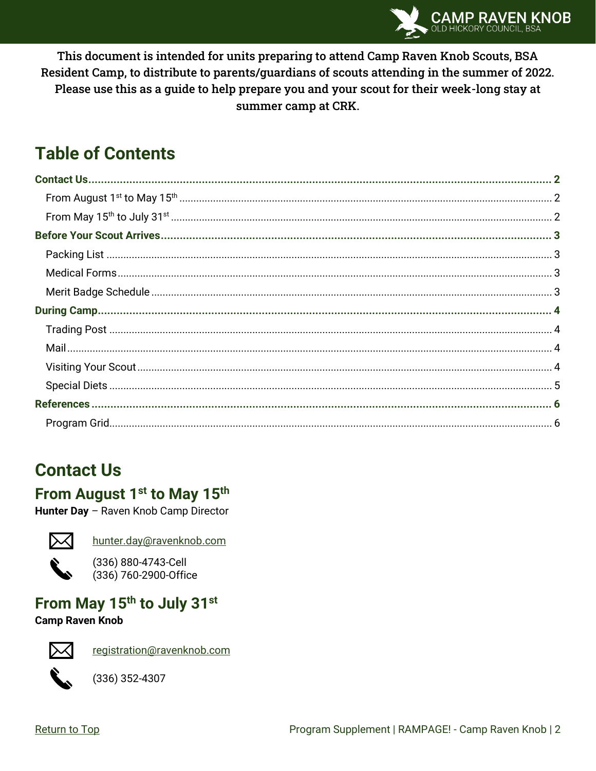**This document is intended for units preparing to attend Camp Raven Knob Scouts, BSA Resident Camp, to distribute to parents/guardians of scouts attending in the summer of 2022. Please use this as a guide to help prepare you and your scout for their week-long stay at summer camp at CRK.**

# Table of Contents

- **Contact Us** ..... 2
  - From August 1st to May 15th ..... 2
  - From May 15th to July 31st ..... 2
- **Before Your Scout Arrives** ..... 3
  - Packing List ..... 3
  - Medical Forms ..... 3
  - Merit Badge Schedule ..... 3
- **During Camp** ..... 4
  - Trading Post ..... 4
  - Mail ..... 4
  - Visiting Your Scout ..... 4
  - Special Diets ..... 5
- **References** ..... 6
  - Program Grid ..... 6

# Contact Us

## From August 1st to May 15th

**Hunter Day** – Raven Knob Camp Director

hunter.day@ravenknob.com

(336) 880-4743-Cell
(336) 760-2900-Office

## From May 15th to July 31st

**Camp Raven Knob**

registration@ravenknob.com

(336) 352-4307

Return to Top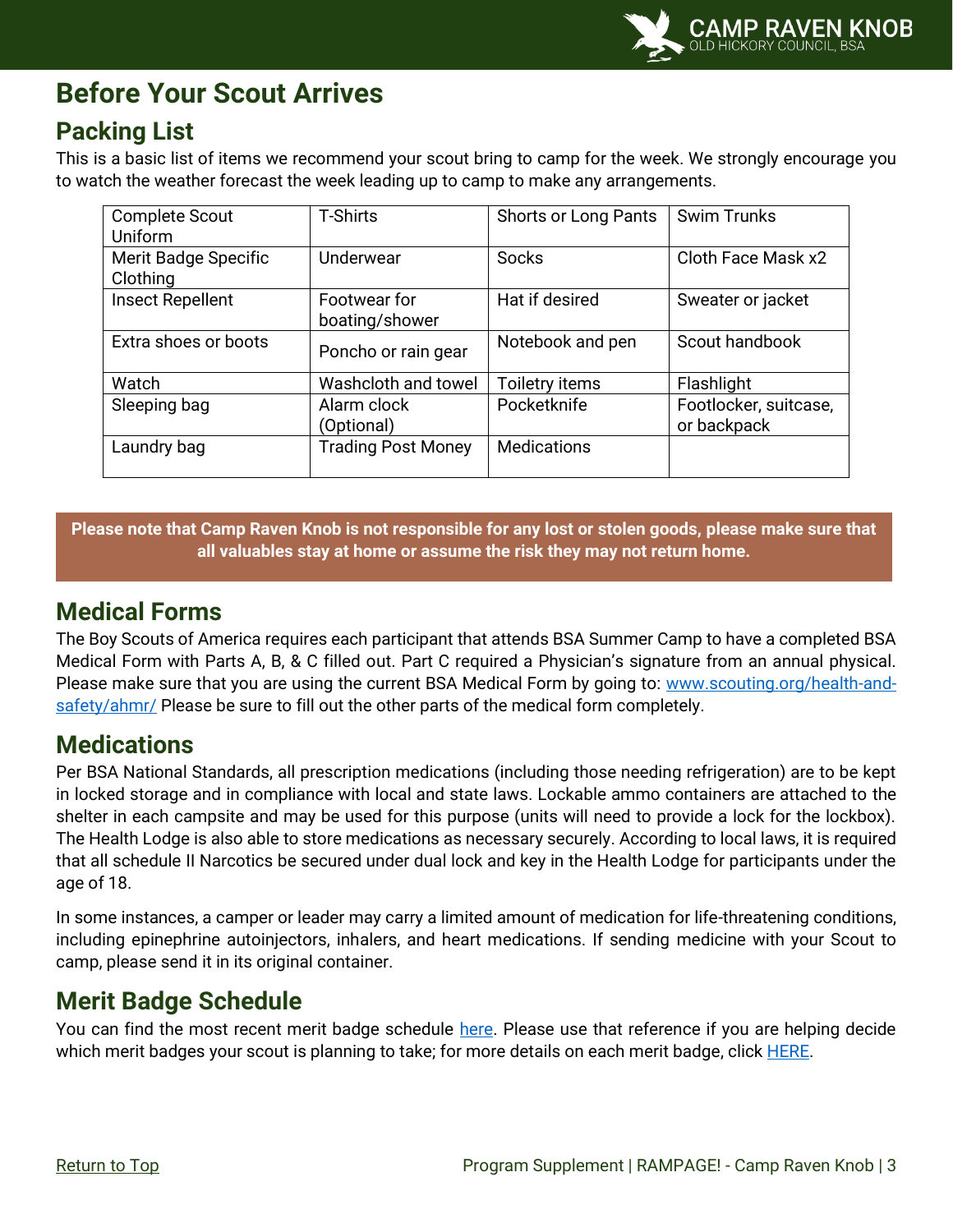# Before Your Scout Arrives

## Packing List

This is a basic list of items we recommend your scout bring to camp for the week. We strongly encourage you to watch the weather forecast the week leading up to camp to make any arrangements.

| | | | |
|---|---|---|---|
| Complete Scout Uniform | T-Shirts | Shorts or Long Pants | Swim Trunks |
| Merit Badge Specific Clothing | Underwear | Socks | Cloth Face Mask x2 |
| Insect Repellent | Footwear for boating/shower | Hat if desired | Sweater or jacket |
| Extra shoes or boots | Poncho or rain gear | Notebook and pen | Scout handbook |
| Watch | Washcloth and towel | Toiletry items | Flashlight |
| Sleeping bag | Alarm clock (Optional) | Pocketknife | Footlocker, suitcase, or backpack |
| Laundry bag | Trading Post Money | Medications | |

**Please note that Camp Raven Knob is not responsible for any lost or stolen goods, please make sure that all valuables stay at home or assume the risk they may not return home.**

## Medical Forms

The Boy Scouts of America requires each participant that attends BSA Summer Camp to have a completed BSA Medical Form with Parts A, B, & C filled out. Part C required a Physician's signature from an annual physical. Please make sure that you are using the current BSA Medical Form by going to: [www.scouting.org/health-and-safety/ahmr/](www.scouting.org/health-and-safety/ahmr/) Please be sure to fill out the other parts of the medical form completely.

## Medications

Per BSA National Standards, all prescription medications (including those needing refrigeration) are to be kept in locked storage and in compliance with local and state laws. Lockable ammo containers are attached to the shelter in each campsite and may be used for this purpose (units will need to provide a lock for the lockbox). The Health Lodge is also able to store medications as necessary securely. According to local laws, it is required that all schedule II Narcotics be secured under dual lock and key in the Health Lodge for participants under the age of 18.

In some instances, a camper or leader may carry a limited amount of medication for life-threatening conditions, including epinephrine autoinjectors, inhalers, and heart medications. If sending medicine with your Scout to camp, please send it in its original container.

## Merit Badge Schedule

You can find the most recent merit badge schedule here. Please use that reference if you are helping decide which merit badges your scout is planning to take; for more details on each merit badge, click HERE.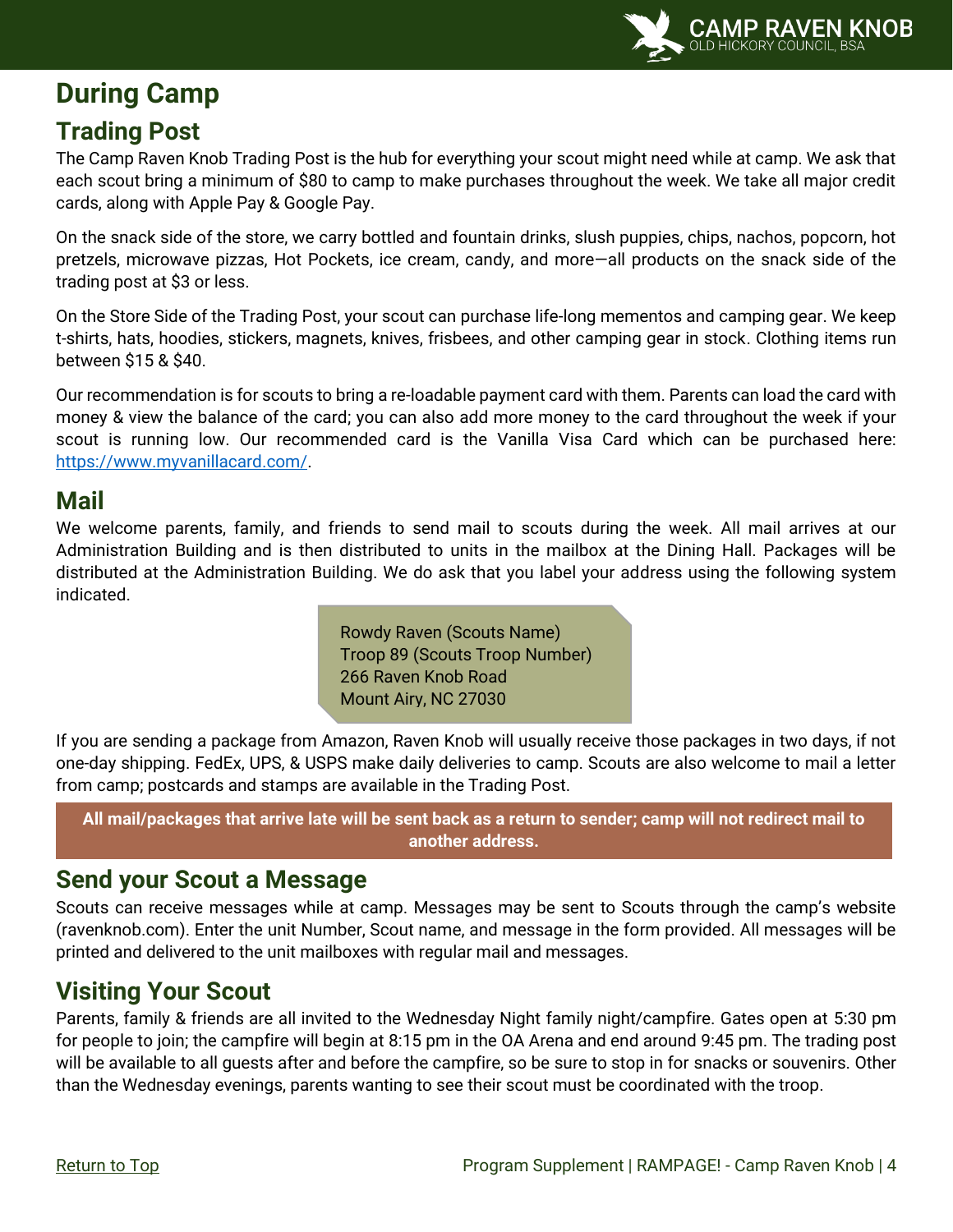# During Camp

## Trading Post

The Camp Raven Knob Trading Post is the hub for everything your scout might need while at camp. We ask that each scout bring a minimum of $80 to camp to make purchases throughout the week. We take all major credit cards, along with Apple Pay & Google Pay.

On the snack side of the store, we carry bottled and fountain drinks, slush puppies, chips, nachos, popcorn, hot pretzels, microwave pizzas, Hot Pockets, ice cream, candy, and more—all products on the snack side of the trading post at $3 or less.

On the Store Side of the Trading Post, your scout can purchase life-long mementos and camping gear. We keep t-shirts, hats, hoodies, stickers, magnets, knives, frisbees, and other camping gear in stock. Clothing items run between $15 & $40.

Our recommendation is for scouts to bring a re-loadable payment card with them. Parents can load the card with money & view the balance of the card; you can also add more money to the card throughout the week if your scout is running low. Our recommended card is the Vanilla Visa Card which can be purchased here: [https://www.myvanillacard.com/](https://www.myvanillacard.com/).

## Mail

We welcome parents, family, and friends to send mail to scouts during the week. All mail arrives at our Administration Building and is then distributed to units in the mailbox at the Dining Hall. Packages will be distributed at the Administration Building. We do ask that you label your address using the following system indicated.

> Rowdy Raven (Scouts Name)
> Troop 89 (Scouts Troop Number)
> 266 Raven Knob Road
> Mount Airy, NC 27030

If you are sending a package from Amazon, Raven Knob will usually receive those packages in two days, if not one-day shipping. FedEx, UPS, & USPS make daily deliveries to camp. Scouts are also welcome to mail a letter from camp; postcards and stamps are available in the Trading Post.

**All mail/packages that arrive late will be sent back as a return to sender; camp will not redirect mail to another address.**

## Send your Scout a Message

Scouts can receive messages while at camp. Messages may be sent to Scouts through the camp's website (ravenknob.com). Enter the unit Number, Scout name, and message in the form provided. All messages will be printed and delivered to the unit mailboxes with regular mail and messages.

## Visiting Your Scout

Parents, family & friends are all invited to the Wednesday Night family night/campfire. Gates open at 5:30 pm for people to join; the campfire will begin at 8:15 pm in the OA Arena and end around 9:45 pm. The trading post will be available to all guests after and before the campfire, so be sure to stop in for snacks or souvenirs. Other than the Wednesday evenings, parents wanting to see their scout must be coordinated with the troop.

[Return to Top](#)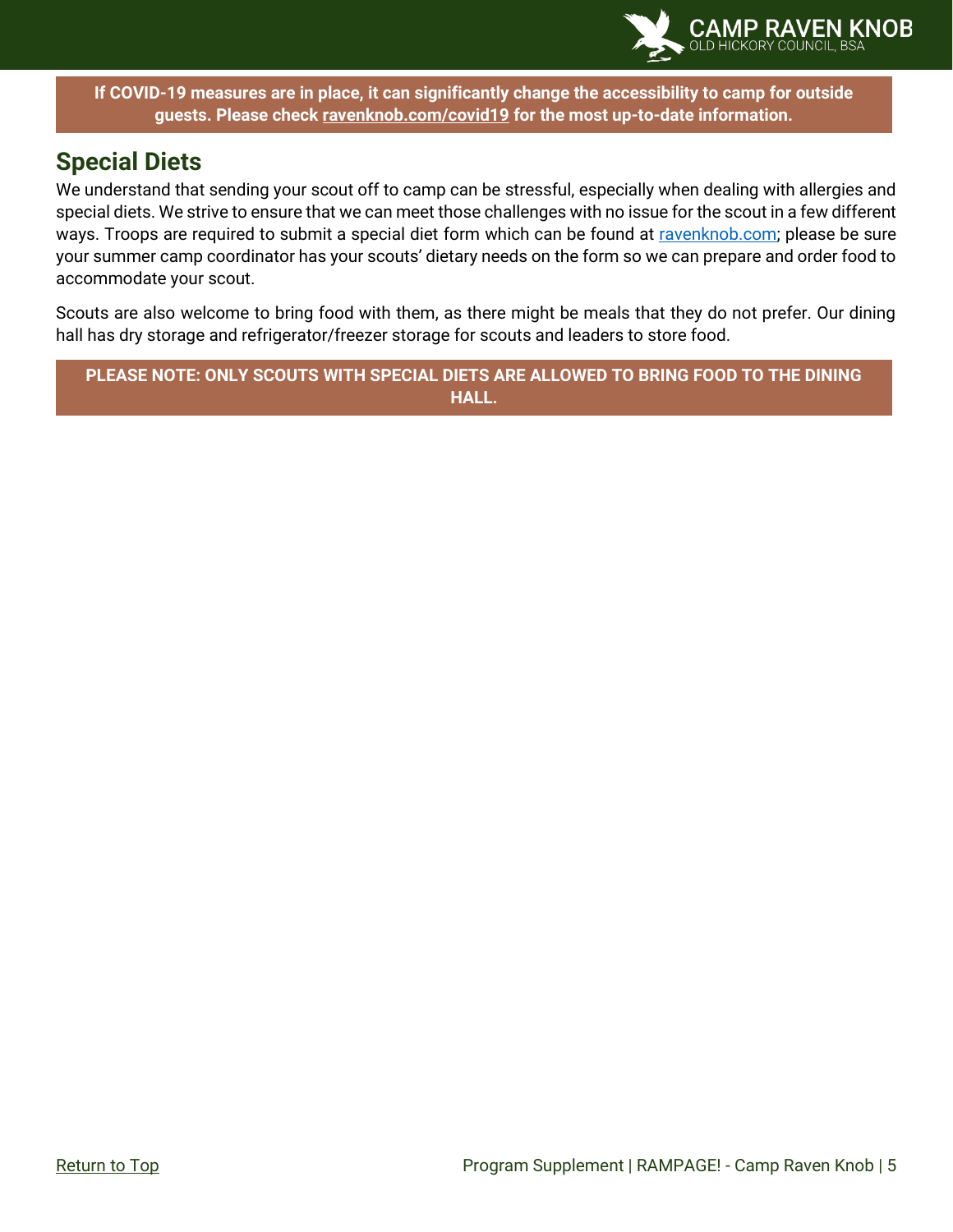**If COVID-19 measures are in place, it can significantly change the accessibility to camp for outside guests. Please check ravenknob.com/covid19 for the most up-to-date information.**

## Special Diets

We understand that sending your scout off to camp can be stressful, especially when dealing with allergies and special diets. We strive to ensure that we can meet those challenges with no issue for the scout in a few different ways. Troops are required to submit a special diet form which can be found at ravenknob.com; please be sure your summer camp coordinator has your scouts' dietary needs on the form so we can prepare and order food to accommodate your scout.

Scouts are also welcome to bring food with them, as there might be meals that they do not prefer. Our dining hall has dry storage and refrigerator/freezer storage for scouts and leaders to store food.

**PLEASE NOTE: ONLY SCOUTS WITH SPECIAL DIETS ARE ALLOWED TO BRING FOOD TO THE DINING HALL.**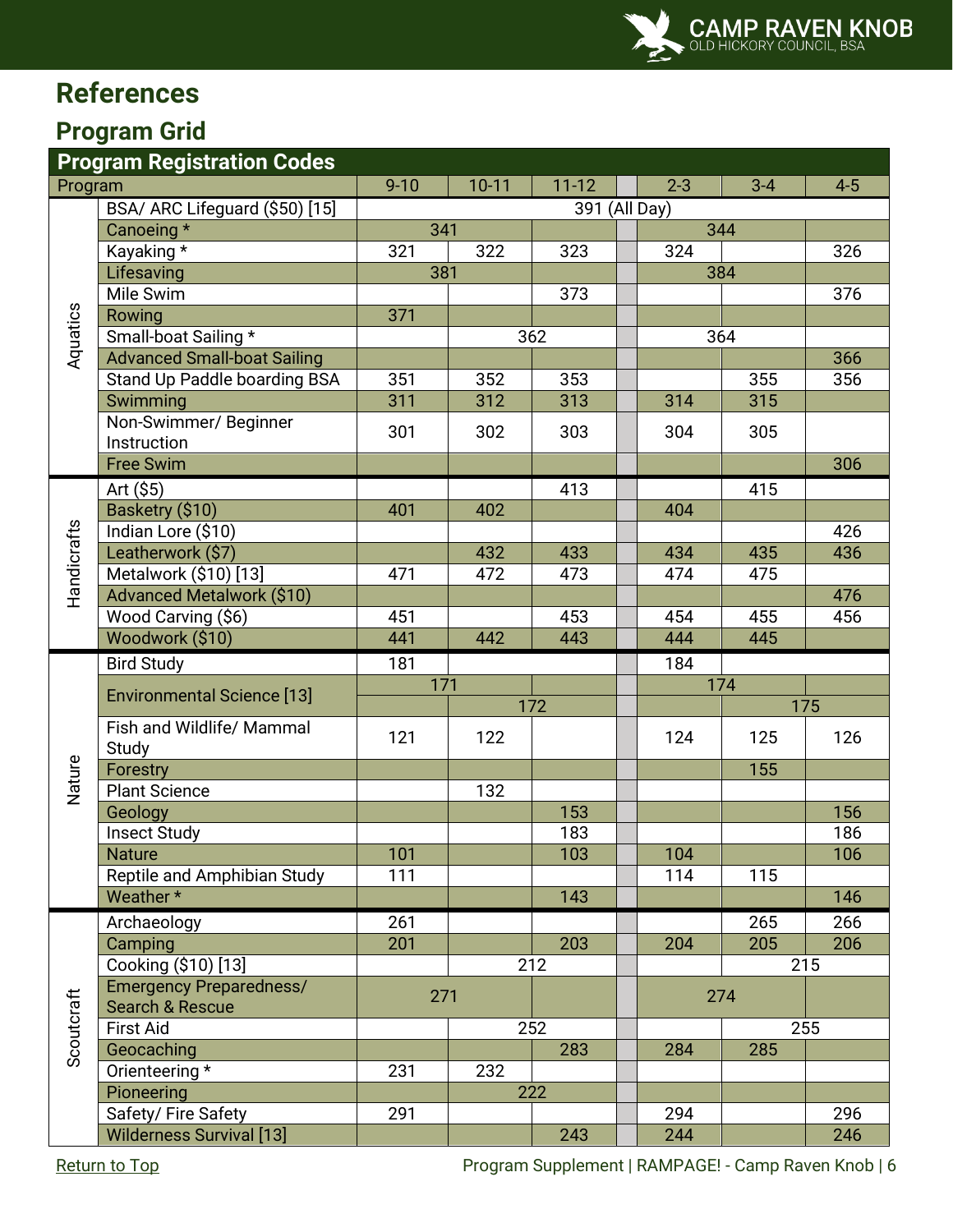# References

## Program Grid

| Program Registration Codes | | | | | | | | |
|---|---|---|---|---|---|---|---|---|
| Program | | 9-10 | 10-11 | 11-12 | | 2-3 | 3-4 | 4-5 |
| Aquatics | BSA/ ARC Lifeguard ($50) [15] | 391 (All Day) | | | | | | |
| | Canoeing * | 341 | | | | 344 | | |
| | Kayaking * | 321 | 322 | 323 | | 324 | | 326 |
| | Lifesaving | 381 | | | | 384 | | |
| | Mile Swim | | | 373 | | | | 376 |
| | Rowing | 371 | | | | | | |
| | Small-boat Sailing * | | 362 | | | 364 | | |
| | Advanced Small-boat Sailing | | | | | | | 366 |
| | Stand Up Paddle boarding BSA | 351 | 352 | 353 | | | 355 | 356 |
| | Swimming | 311 | 312 | 313 | | 314 | 315 | |
| | Non-Swimmer/ Beginner Instruction | 301 | 302 | 303 | | 304 | 305 | |
| | Free Swim | | | | | | | 306 |
| Handicrafts | Art ($5) | | | 413 | | | 415 | |
| | Basketry ($10) | 401 | 402 | | | 404 | | |
| | Indian Lore ($10) | | | | | | | 426 |
| | Leatherwork ($7) | | 432 | 433 | | 434 | 435 | 436 |
| | Metalwork ($10) [13] | 471 | 472 | 473 | | 474 | 475 | |
| | Advanced Metalwork ($10) | | | | | | | 476 |
| | Wood Carving ($6) | 451 | | 453 | | 454 | 455 | 456 |
| | Woodwork ($10) | 441 | 442 | 443 | | 444 | 445 | |
| Nature | Bird Study | 181 | | | | 184 | | |
| | Environmental Science [13] | 171 | | | | 174 | | |
| | | | 172 | | | | 175 | |
| | Fish and Wildlife/ Mammal Study | 121 | 122 | | | 124 | 125 | 126 |
| | Forestry | | | | | | 155 | |
| | Plant Science | | 132 | | | | | |
| | Geology | | | 153 | | | | 156 |
| | Insect Study | | | 183 | | | | 186 |
| | Nature | 101 | | 103 | | 104 | | 106 |
| | Reptile and Amphibian Study | 111 | | | | 114 | 115 | |
| | Weather * | | | 143 | | | | 146 |
| Scoutcraft | Archaeology | 261 | | | | | 265 | 266 |
| | Camping | 201 | | 203 | | 204 | 205 | 206 |
| | Cooking ($10) [13] | | 212 | | | | 215 | |
| | Emergency Preparedness/ Search & Rescue | 271 | | | | 274 | | |
| | First Aid | | 252 | | | | 255 | |
| | Geocaching | | | 283 | | 284 | 285 | |
| | Orienteering * | 231 | 232 | | | | | |
| | Pioneering | | 222 | | | | | |
| | Safety/ Fire Safety | 291 | | | | 294 | | 296 |
| | Wilderness Survival [13] | | | 243 | | 244 | | 246 |

Return to Top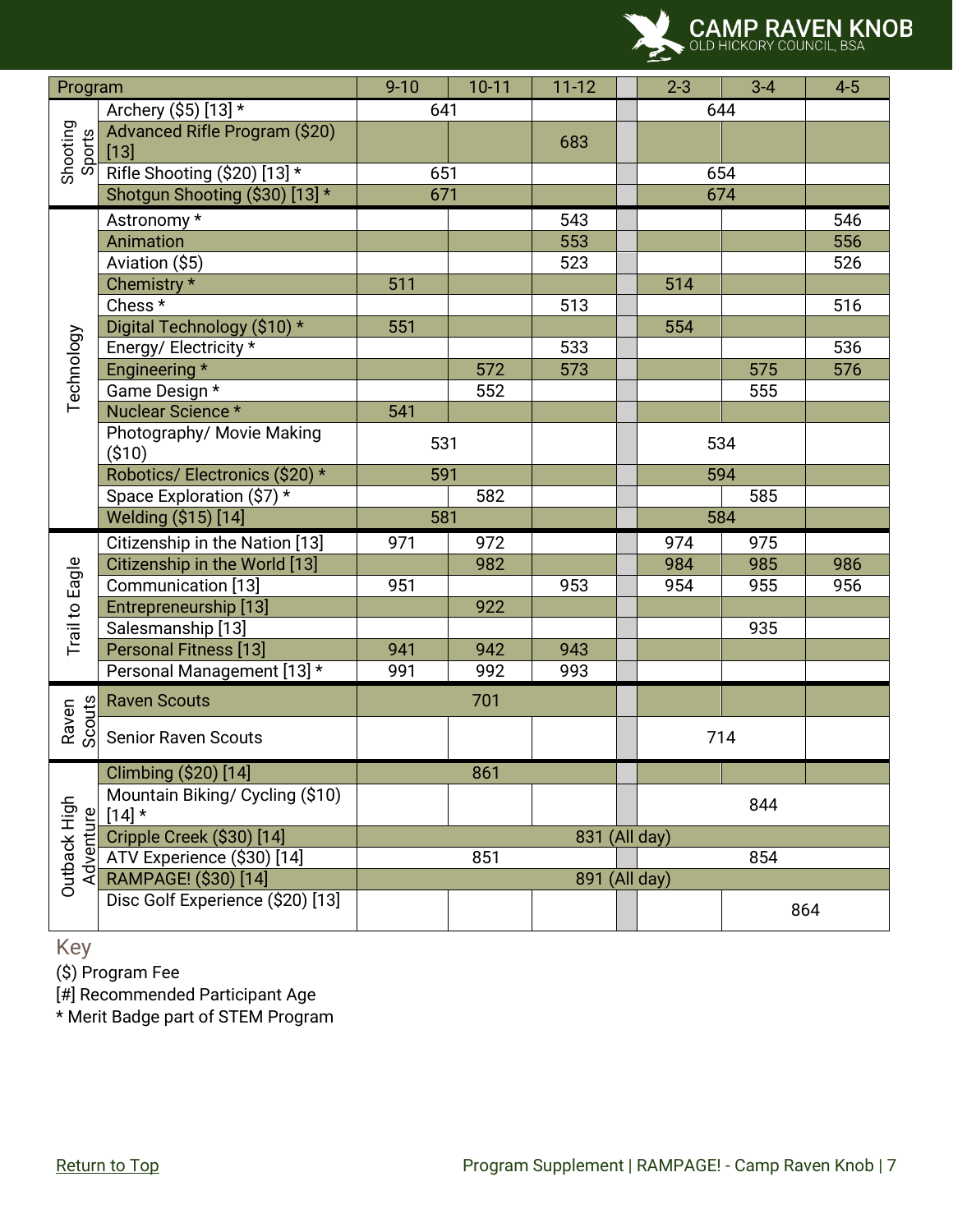| | Program | 9-10 | 10-11 | 11-12 | | 2-3 | 3-4 | 4-5 |
|---|---|---|---|---|---|---|---|---|
| Shooting Sports | Archery ($5) [13] * | 641 | | | | 644 | | |
| | Advanced Rifle Program ($20) [13] | | | 683 | | | | |
| | Rifle Shooting ($20) [13] * | 651 | | | | 654 | | |
| | Shotgun Shooting ($30) [13] * | 671 | | | | 674 | | |
| Technology | Astronomy * | | | 543 | | | | 546 |
| | Animation | | | 553 | | | | 556 |
| | Aviation ($5) | | | 523 | | | | 526 |
| | Chemistry * | 511 | | | | 514 | | |
| | Chess * | | | 513 | | | | 516 |
| | Digital Technology ($10) * | 551 | | | | 554 | | |
| | Energy/ Electricity * | | | 533 | | | | 536 |
| | Engineering * | | 572 | 573 | | | 575 | 576 |
| | Game Design * | | 552 | | | | 555 | |
| | Nuclear Science * | 541 | | | | | | |
| | Photography/ Movie Making ($10) | 531 | | | | 534 | | |
| | Robotics/ Electronics ($20) * | 591 | | | | 594 | | |
| | Space Exploration ($7) * | | 582 | | | | 585 | |
| | Welding ($15) [14] | 581 | | | | 584 | | |
| Trail to Eagle | Citizenship in the Nation [13] | 971 | 972 | | | 974 | 975 | |
| | Citizenship in the World [13] | | 982 | | | 984 | 985 | 986 |
| | Communication [13] | 951 | | 953 | | 954 | 955 | 956 |
| | Entrepreneurship [13] | | 922 | | | | | |
| | Salesmanship [13] | | | | | | 935 | |
| | Personal Fitness [13] | 941 | 942 | 943 | | | | |
| | Personal Management [13] * | 991 | 992 | 993 | | | | |
| Raven Scouts | Raven Scouts | 701 | | | | | | |
| | Senior Raven Scouts | | | | | 714 | | |
| Outback High Adventure | Climbing ($20) [14] | 861 | | | | | | |
| | Mountain Biking/ Cycling ($10) [14] * | | | | | 844 | | |
| | Cripple Creek ($30) [14] | 831 (All day) | | | | | | |
| | ATV Experience ($30) [14] | 851 | | | | 854 | | |
| | RAMPAGE! ($30) [14] | 891 (All day) | | | | | | |
| | Disc Golf Experience ($20) [13] | | | | | | 864 | |

## Key

($) Program Fee

[#] Recommended Participant Age

* Merit Badge part of STEM Program

Return to Top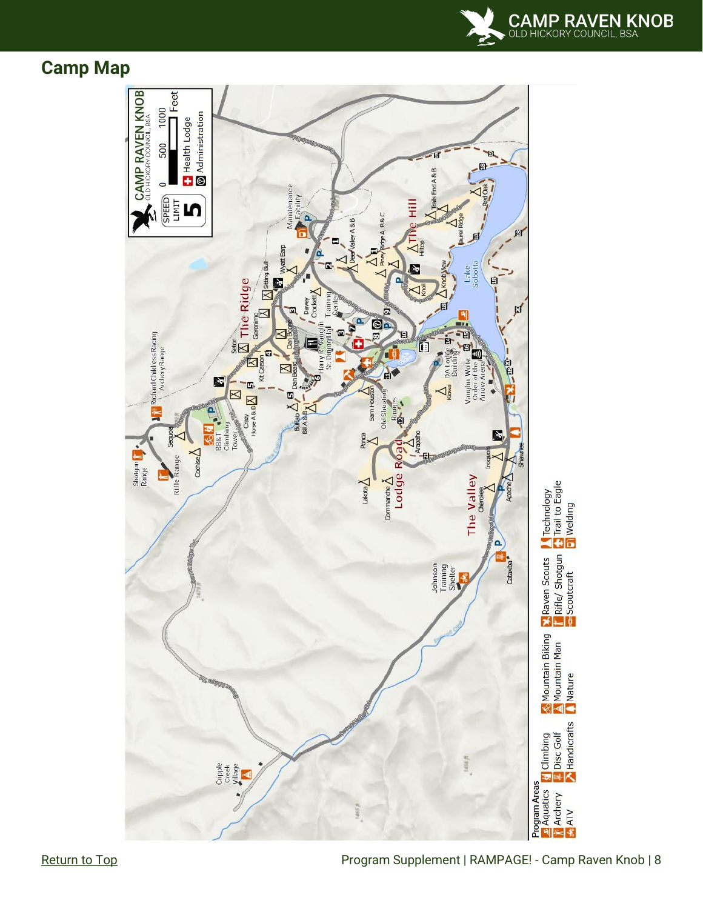## Camp Map

CAMP RAVEN KNOB
OLD HICKORY COUNCIL, BSA

SPEED LIMIT 5

0 500 1000 Feet

Health Lodge
Administration

The Ridge
The Hill
The Valley
Lodge Road

Lake Sobotta

Maintenance Facility
Richard Childress Racing Archery Range
Shotgun Range
Rifle Range
BB&T Climbing Tower
Harry R. Vaughn Dining Hall
Training Center
Old Shooting Ranges
OA Lodge Building
Vaughn Wolfe Order of the Arrow Arena
Johnson Training Shelter
Cripple Creek Village

Sequoia
Cochise
Crazy Horse A & B
Buffalo Bill A & B
Seton
Kit Carson
Dan Beard
Geronimo
Dan Boone
Sitting Bull
Wyatt Earp
Davey Crockett
Deer Valley A & B
Piney Ridge A, B & C
Hilltop
Knoll
Knob View
Laurel Ridge
Trails End A & B
Red Oak
Sam Houston
Ponca
Lakota
Commanche
Arapaho
Kiowa
Iroquois
Shawnee
Apache
Cherokee
Catawba

Program Areas
- Aquatics
- Archery
- ATV
- Climbing
- Disc Golf
- Handicrafts
- Mountain Biking
- Mountain Man
- Nature
- Raven Scouts
- Rifle/ Shotgun
- Scoutcraft
- Technology
- Trail to Eagle
- Welding

[Return to Top](#)